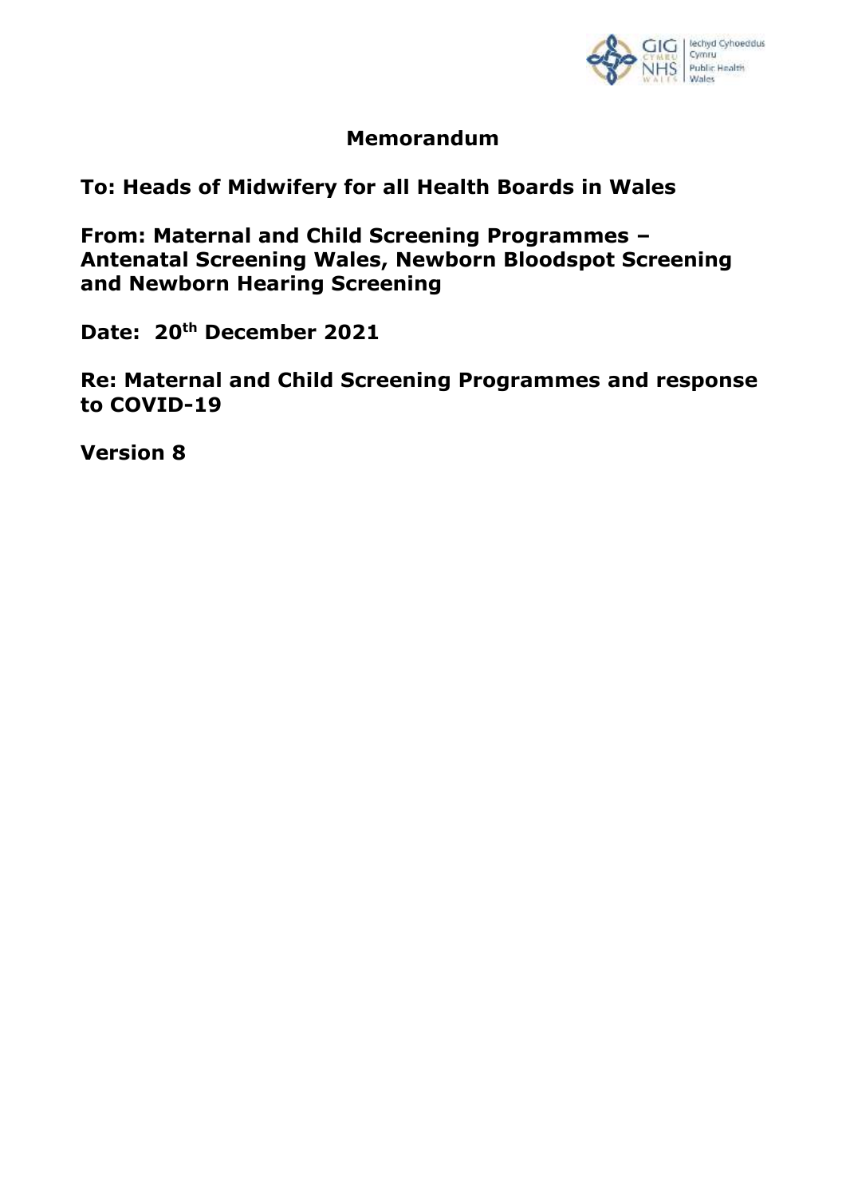# Memorandum

**To: Heads of Midwifery for all Health Boards in Wales**

**From: Maternal and Child Screening Programmes – Antenatal Screening Wales, Newborn Bloodspot Screening and Newborn Hearing Screening**

**Date: 20th December 2021**

**Re: Maternal and Child Screening Programmes and response to COVID-19**

**Version 8**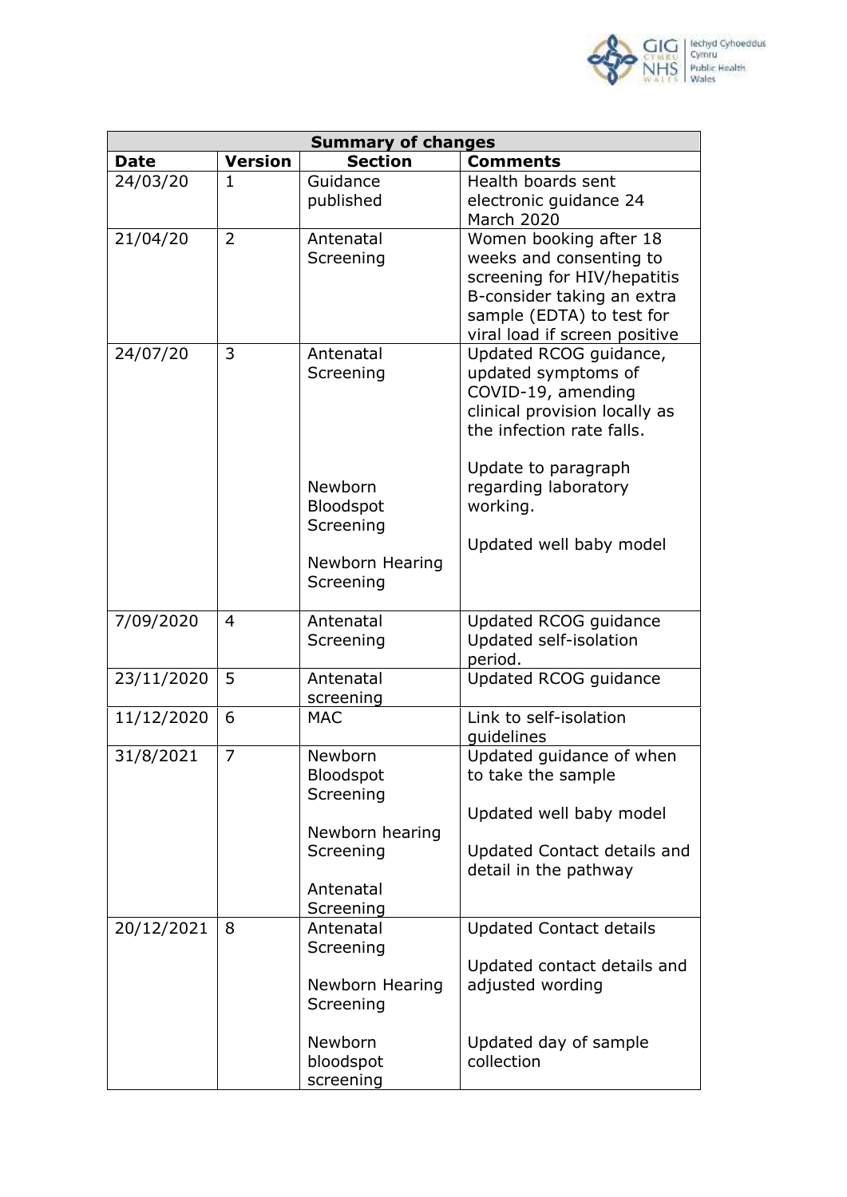| Summary of changes | | | |
|---|---|---|---|
| **Date** | **Version** | **Section** | **Comments** |
| 24/03/20 | 1 | Guidance published | Health boards sent electronic guidance 24 March 2020 |
| 21/04/20 | 2 | Antenatal Screening | Women booking after 18 weeks and consenting to screening for HIV/hepatitis B-consider taking an extra sample (EDTA) to test for viral load if screen positive |
| 24/07/20 | 3 | Antenatal Screening<br><br>Newborn Bloodspot Screening<br><br>Newborn Hearing Screening | Updated RCOG guidance, updated symptoms of COVID-19, amending clinical provision locally as the infection rate falls.<br><br>Update to paragraph regarding laboratory working.<br><br>Updated well baby model |
| 7/09/2020 | 4 | Antenatal Screening | Updated RCOG guidance Updated self-isolation period. |
| 23/11/2020 | 5 | Antenatal screening | Updated RCOG guidance |
| 11/12/2020 | 6 | MAC | Link to self-isolation guidelines |
| 31/8/2021 | 7 | Newborn Bloodspot Screening<br><br>Newborn hearing Screening<br><br>Antenatal Screening | Updated guidance of when to take the sample<br><br>Updated well baby model<br><br>Updated Contact details and detail in the pathway |
| 20/12/2021 | 8 | Antenatal Screening<br><br>Newborn Hearing Screening<br><br>Newborn bloodspot screening | Updated Contact details<br><br>Updated contact details and adjusted wording<br><br>Updated day of sample collection |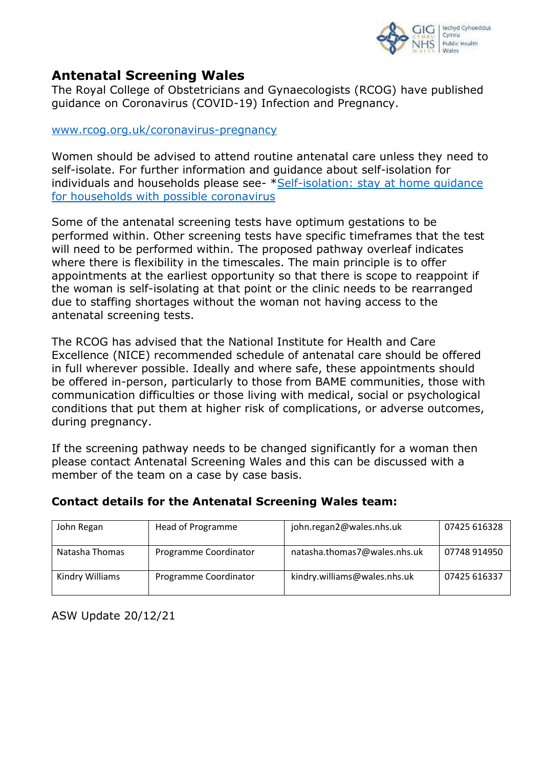## Antenatal Screening Wales

The Royal College of Obstetricians and Gynaecologists (RCOG) have published guidance on Coronavirus (COVID-19) Infection and Pregnancy.

[www.rcog.org.uk/coronavirus-pregnancy](www.rcog.org.uk/coronavirus-pregnancy)

Women should be advised to attend routine antenatal care unless they need to self-isolate. For further information and guidance about self-isolation for individuals and households please see- *Self-isolation: stay at home guidance for households with possible coronavirus

Some of the antenatal screening tests have optimum gestations to be performed within. Other screening tests have specific timeframes that the test will need to be performed within. The proposed pathway overleaf indicates where there is flexibility in the timescales. The main principle is to offer appointments at the earliest opportunity so that there is scope to reappoint if the woman is self-isolating at that point or the clinic needs to be rearranged due to staffing shortages without the woman not having access to the antenatal screening tests.

The RCOG has advised that the National Institute for Health and Care Excellence (NICE) recommended schedule of antenatal care should be offered in full wherever possible. Ideally and where safe, these appointments should be offered in-person, particularly to those from BAME communities, those with communication difficulties or those living with medical, social or psychological conditions that put them at higher risk of complications, or adverse outcomes, during pregnancy.

If the screening pathway needs to be changed significantly for a woman then please contact Antenatal Screening Wales and this can be discussed with a member of the team on a case by case basis.

**Contact details for the Antenatal Screening Wales team:**

| | | | |
|---|---|---|---|
| John Regan | Head of Programme | john.regan2@wales.nhs.uk | 07425 616328 |
| Natasha Thomas | Programme Coordinator | natasha.thomas7@wales.nhs.uk | 07748 914950 |
| Kindry Williams | Programme Coordinator | kindry.williams@wales.nhs.uk | 07425 616337 |

ASW Update 20/12/21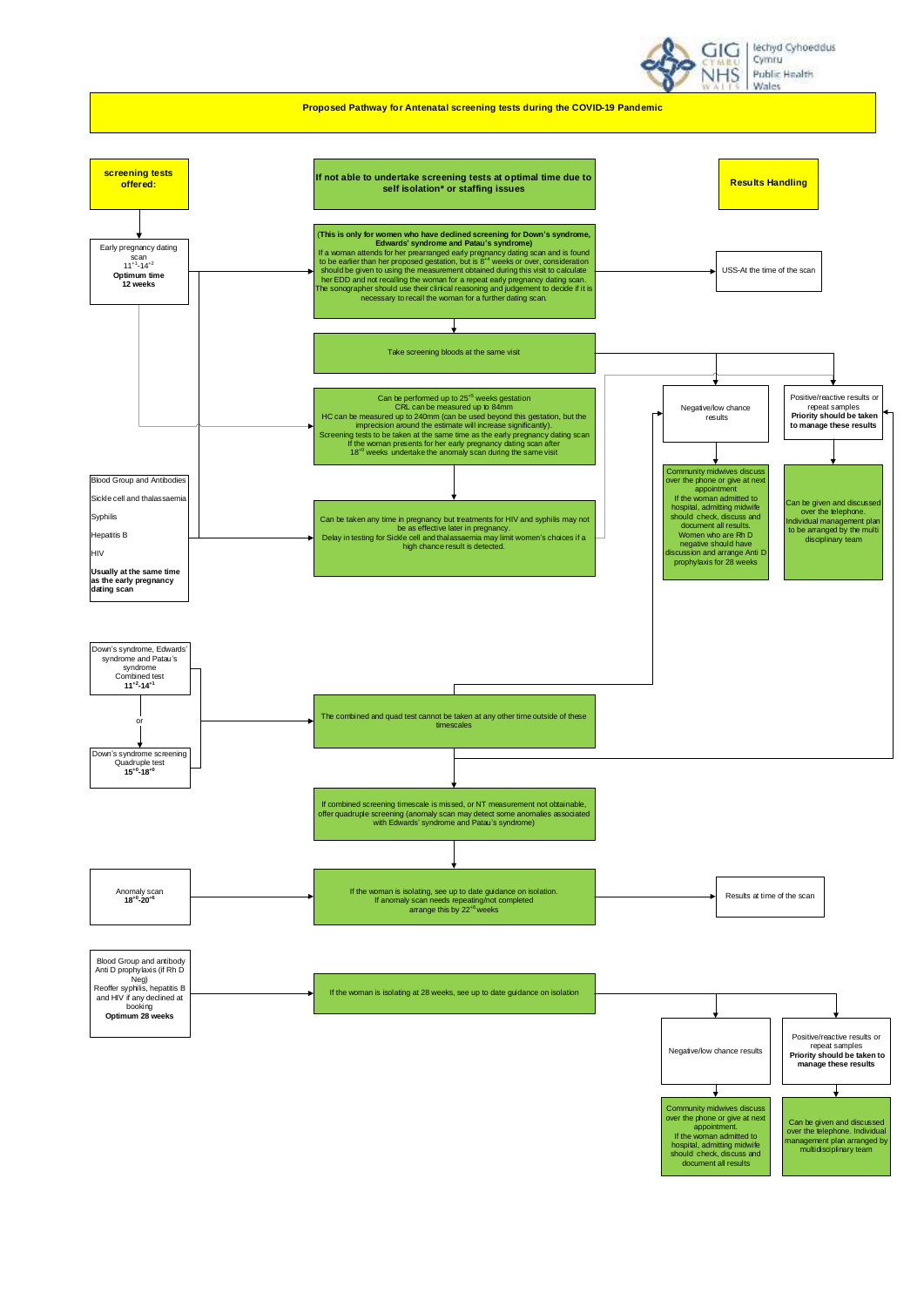# Proposed Pathway for Antenatal screening tests during the COVID-19 Pandemic

## screening tests offered:

**Early pregnancy dating scan**
$11^{+1}$-$14^{+2}$
**Optimum time 12 weeks**

**Blood Group and Antibodies**

Sickle cell and thalassaemia

Syphilis

Hepatitis B

HIV

**Usually at the same time as the early pregnancy dating scan**

**Down's syndrome, Edwards' syndrome and Patau's syndrome Combined test**
$11^{+2}$-$14^{+1}$

or

**Down's syndrome screening Quadruple test**
$15^{+0}$-$18^{+0}$

**Anomaly scan**
$18^{+0}$-$20^{+6}$

**Blood Group and antibody**
Anti D prophylaxis (if Rh D Neg)
Reoffer syphilis, hepatitis B and HIV if any declined at booking
**Optimum 28 weeks**

## If not able to undertake screening tests at optimal time due to self isolation* or staffing issues

**(This is only for women who have declined screening for Down's syndrome, Edwards' syndrome and Patau's syndrome)**
If a woman attends for her prearranged early pregnancy dating scan and is found to be earlier than her proposed gestation, but is $8^{+4}$ weeks or over, consideration should be given to using the measurement obtained during this visit to calculate her EDD and not recalling the woman for a repeat early pregnancy dating scan. The sonographer should use their clinical reasoning and judgement to decide if it is necessary to recall the woman for a further dating scan.

Take screening bloods at the same visit

Can be performed up to $25^{+6}$ weeks gestation
CRL can be measured up to 84mm
HC can be measured up to 240mm (can be used beyond this gestation, but the imprecision around the estimate will increase significantly).
Screening tests to be taken at the same time as the early pregnancy dating scan
If the woman presents for her early pregnancy dating scan after $18^{+0}$ weeks undertake the anomaly scan during the same visit

Can be taken any time in pregnancy but treatments for HIV and syphilis may not be as effective later in pregnancy.
Delay in testing for Sickle cell and thalassaemia may limit women's choices if a high chance result is detected.

The combined and quad test cannot be taken at any other time outside of these timescales

If combined screening timescale is missed, or NT measurement not obtainable, offer quadruple screening (anomaly scan may detect some anomalies associated with Edwards' syndrome and Patau's syndrome)

If the woman is isolating, see up to date guidance on isolation.
If anomaly scan needs repeating/not completed arrange this by $22^{+6}$ weeks

If the woman is isolating at 28 weeks, see up to date guidance on isolation

## Results Handling

USS-At the time of the scan

**Negative/low chance results**
Community midwives discuss over the phone or give at next appointment
If the woman admitted to hospital, admitting midwife should check, discuss and document all results.
Women who are Rh D negative should have discussion and arrange Anti D prophylaxis for 28 weeks

**Positive/reactive results or repeat samples**
**Priority should be taken to manage these results**
Can be given and discussed over the telephone.
Individual management plan to be arranged by the multi disciplinary team

Results at time of the scan

**Negative/low chance results**
Community midwives discuss over the phone or give at next appointment.
If the woman admitted to hospital, admitting midwife should check, discuss and document all results

**Positive/reactive results or repeat samples**
**Priority should be taken to manage these results**
Can be given and discussed over the telephone. Individual management plan arranged by multidisciplinary team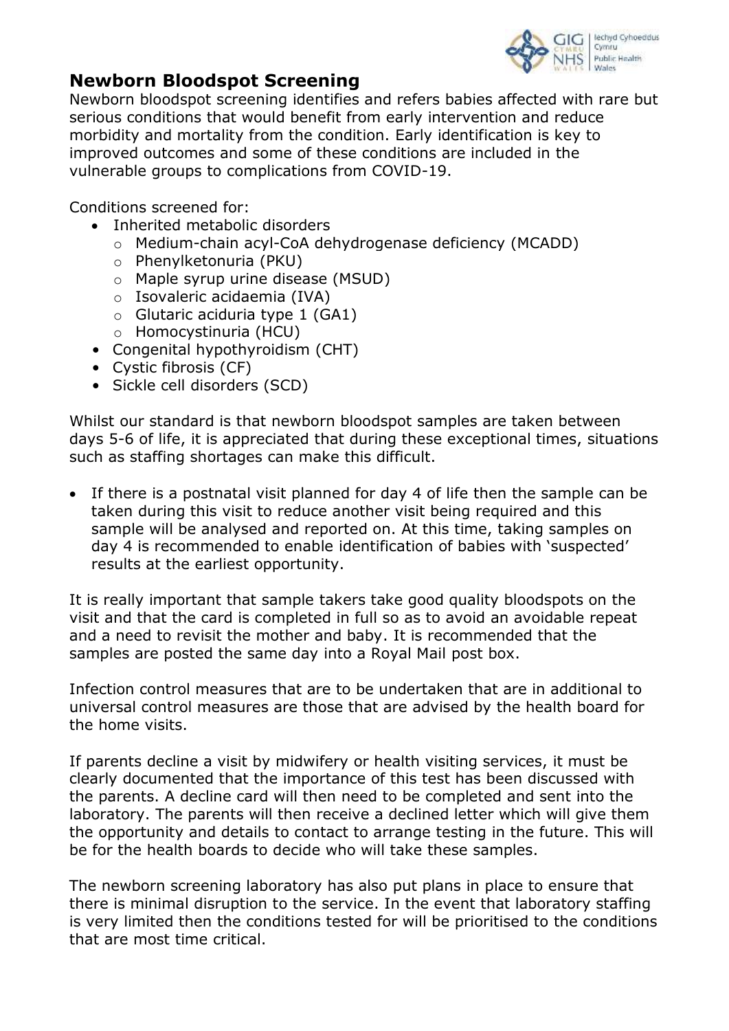## Newborn Bloodspot Screening

Newborn bloodspot screening identifies and refers babies affected with rare but serious conditions that would benefit from early intervention and reduce morbidity and mortality from the condition. Early identification is key to improved outcomes and some of these conditions are included in the vulnerable groups to complications from COVID-19.

Conditions screened for:

- Inherited metabolic disorders
  - Medium-chain acyl-CoA dehydrogenase deficiency (MCADD)
  - Phenylketonuria (PKU)
  - Maple syrup urine disease (MSUD)
  - Isovaleric acidaemia (IVA)
  - Glutaric aciduria type 1 (GA1)
  - Homocystinuria (HCU)
- Congenital hypothyroidism (CHT)
- Cystic fibrosis (CF)
- Sickle cell disorders (SCD)

Whilst our standard is that newborn bloodspot samples are taken between days 5-6 of life, it is appreciated that during these exceptional times, situations such as staffing shortages can make this difficult.

- If there is a postnatal visit planned for day 4 of life then the sample can be taken during this visit to reduce another visit being required and this sample will be analysed and reported on. At this time, taking samples on day 4 is recommended to enable identification of babies with 'suspected' results at the earliest opportunity.

It is really important that sample takers take good quality bloodspots on the visit and that the card is completed in full so as to avoid an avoidable repeat and a need to revisit the mother and baby. It is recommended that the samples are posted the same day into a Royal Mail post box.

Infection control measures that are to be undertaken that are in additional to universal control measures are those that are advised by the health board for the home visits.

If parents decline a visit by midwifery or health visiting services, it must be clearly documented that the importance of this test has been discussed with the parents. A decline card will then need to be completed and sent into the laboratory. The parents will then receive a declined letter which will give them the opportunity and details to contact to arrange testing in the future. This will be for the health boards to decide who will take these samples.

The newborn screening laboratory has also put plans in place to ensure that there is minimal disruption to the service. In the event that laboratory staffing is very limited then the conditions tested for will be prioritised to the conditions that are most time critical.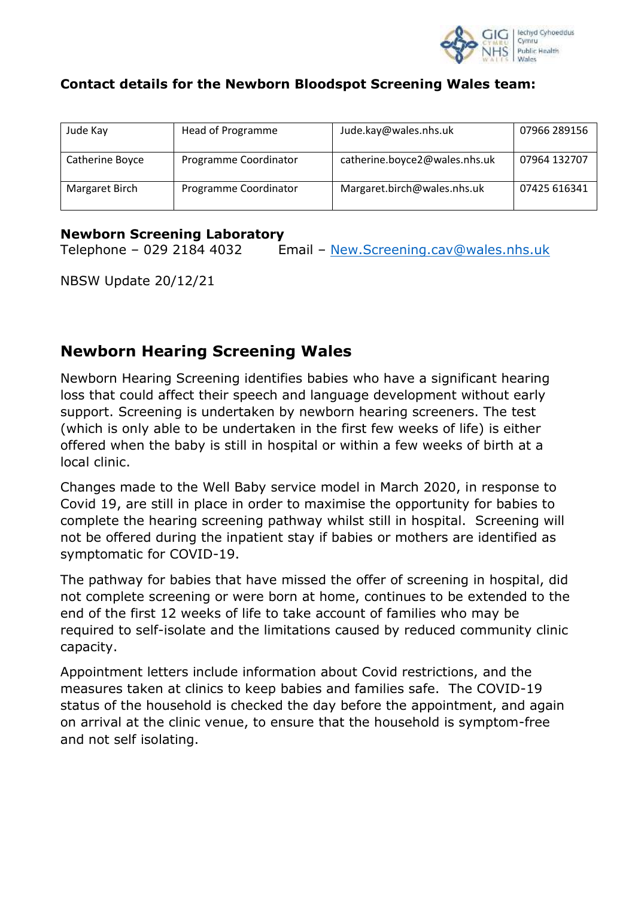**Contact details for the Newborn Bloodspot Screening Wales team:**

| Jude Kay | Head of Programme | Jude.kay@wales.nhs.uk | 07966 289156 |
|---|---|---|---|
| Catherine Boyce | Programme Coordinator | catherine.boyce2@wales.nhs.uk | 07964 132707 |
| Margaret Birch | Programme Coordinator | Margaret.birch@wales.nhs.uk | 07425 616341 |

**Newborn Screening Laboratory**
Telephone – 029 2184 4032 Email – New.Screening.cav@wales.nhs.uk

NBSW Update 20/12/21

## Newborn Hearing Screening Wales

Newborn Hearing Screening identifies babies who have a significant hearing loss that could affect their speech and language development without early support. Screening is undertaken by newborn hearing screeners. The test (which is only able to be undertaken in the first few weeks of life) is either offered when the baby is still in hospital or within a few weeks of birth at a local clinic.

Changes made to the Well Baby service model in March 2020, in response to Covid 19, are still in place in order to maximise the opportunity for babies to complete the hearing screening pathway whilst still in hospital. Screening will not be offered during the inpatient stay if babies or mothers are identified as symptomatic for COVID-19.

The pathway for babies that have missed the offer of screening in hospital, did not complete screening or were born at home, continues to be extended to the end of the first 12 weeks of life to take account of families who may be required to self-isolate and the limitations caused by reduced community clinic capacity.

Appointment letters include information about Covid restrictions, and the measures taken at clinics to keep babies and families safe. The COVID-19 status of the household is checked the day before the appointment, and again on arrival at the clinic venue, to ensure that the household is symptom-free and not self isolating.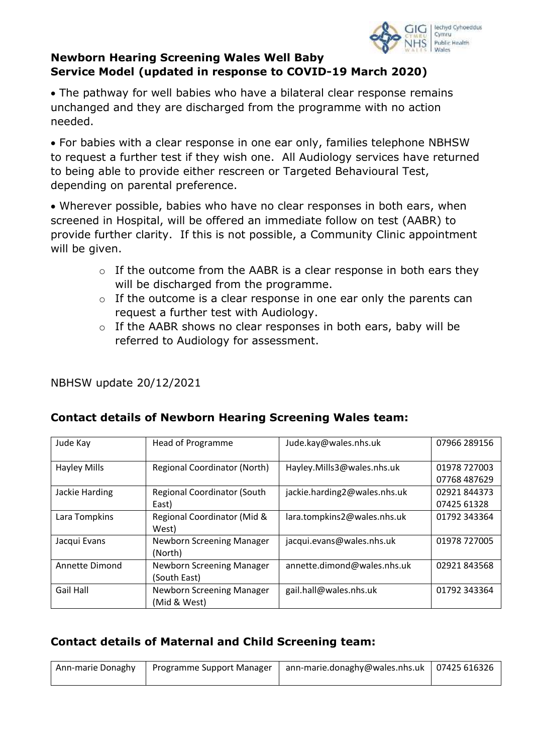## Newborn Hearing Screening Wales Well Baby Service Model (updated in response to COVID-19 March 2020)

- The pathway for well babies who have a bilateral clear response remains unchanged and they are discharged from the programme with no action needed.
- For babies with a clear response in one ear only, families telephone NBHSW to request a further test if they wish one. All Audiology services have returned to being able to provide either rescreen or Targeted Behavioural Test, depending on parental preference.
- Wherever possible, babies who have no clear responses in both ears, when screened in Hospital, will be offered an immediate follow on test (AABR) to provide further clarity. If this is not possible, a Community Clinic appointment will be given.
    - If the outcome from the AABR is a clear response in both ears they will be discharged from the programme.
    - If the outcome is a clear response in one ear only the parents can request a further test with Audiology.
    - If the AABR shows no clear responses in both ears, baby will be referred to Audiology for assessment.

NBHSW update 20/12/2021

### Contact details of Newborn Hearing Screening Wales team:

| | | | |
|---|---|---|---|
| Jude Kay | Head of Programme | Jude.kay@wales.nhs.uk | 07966 289156 |
| Hayley Mills | Regional Coordinator (North) | Hayley.Mills3@wales.nhs.uk | 01978 727003<br>07768 487629 |
| Jackie Harding | Regional Coordinator (South East) | jackie.harding2@wales.nhs.uk | 02921 844373<br>07425 61328 |
| Lara Tompkins | Regional Coordinator (Mid & West) | lara.tompkins2@wales.nhs.uk | 01792 343364 |
| Jacqui Evans | Newborn Screening Manager (North) | jacqui.evans@wales.nhs.uk | 01978 727005 |
| Annette Dimond | Newborn Screening Manager (South East) | annette.dimond@wales.nhs.uk | 02921 843568 |
| Gail Hall | Newborn Screening Manager (Mid & West) | gail.hall@wales.nhs.uk | 01792 343364 |

### Contact details of Maternal and Child Screening team:

| | | | |
|---|---|---|---|
| Ann-marie Donaghy | Programme Support Manager | ann-marie.donaghy@wales.nhs.uk | 07425 616326 |